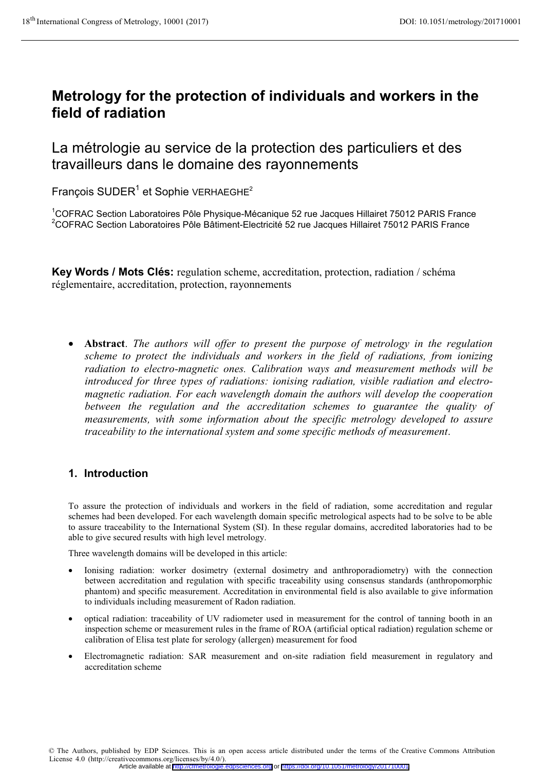# Metrology for the protection of individuals and workers in the field of radiation

## La métrologie au service de la protection des particuliers et des travailleurs dans le domaine des rayonnements

François SUDER[1] et Sophie VERHAEGHE[2]

[1]COFRAC Section Laboratoires Pôle Physique-Mécanique 52 rue Jacques Hillairet 75012 PARIS France
[2]COFRAC Section Laboratoires Pôle Bâtiment-Electricité 52 rue Jacques Hillairet 75012 PARIS France

**Key Words / Mots Clés:** regulation scheme, accreditation, protection, radiation / schéma réglementaire, accreditation, protection, rayonnements

- **Abstract**. *The authors will offer to present the purpose of metrology in the regulation scheme to protect the individuals and workers in the field of radiations, from ionizing radiation to electro-magnetic ones. Calibration ways and measurement methods will be introduced for three types of radiations: ionising radiation, visible radiation and electro-magnetic radiation. For each wavelength domain the authors will develop the cooperation between the regulation and the accreditation schemes to guarantee the quality of measurements, with some information about the specific metrology developed to assure traceability to the international system and some specific methods of measurement*.

## 1. Introduction

To assure the protection of individuals and workers in the field of radiation, some accreditation and regular schemes had been developed. For each wavelength domain specific metrological aspects had to be solve to be able to assure traceability to the International System (SI). In these regular domains, accredited laboratories had to be able to give secured results with high level metrology.

Three wavelength domains will be developed in this article:

- Ionising radiation: worker dosimetry (external dosimetry and anthroporadiometry) with the connection between accreditation and regulation with specific traceability using consensus standards (anthropomorphic phantom) and specific measurement. Accreditation in environmental field is also available to give information to individuals including measurement of Radon radiation.
- optical radiation: traceability of UV radiometer used in measurement for the control of tanning booth in an inspection scheme or measurement rules in the frame of ROA (artificial optical radiation) regulation scheme or calibration of Elisa test plate for serology (allergen) measurement for food
- Electromagnetic radiation: SAR measurement and on-site radiation field measurement in regulatory and accreditation scheme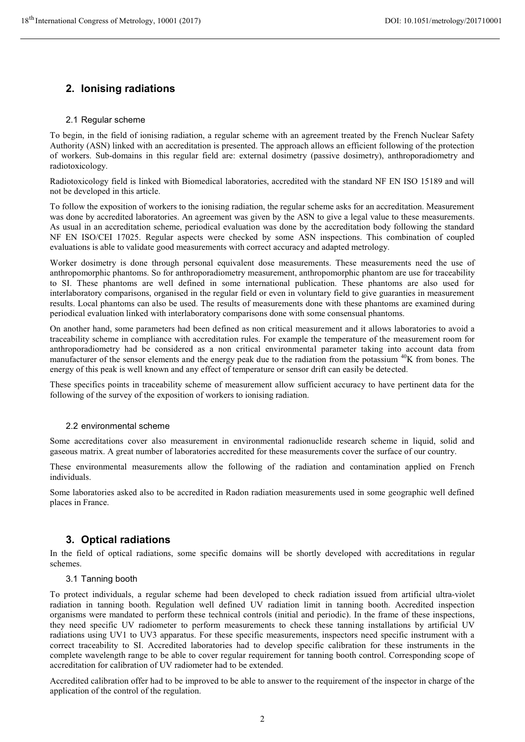## 2. Ionising radiations

### 2.1 Regular scheme

To begin, in the field of ionising radiation, a regular scheme with an agreement treated by the French Nuclear Safety Authority (ASN) linked with an accreditation is presented. The approach allows an efficient following of the protection of workers. Sub-domains in this regular field are: external dosimetry (passive dosimetry), anthroporadiometry and radiotoxicology.

Radiotoxicology field is linked with Biomedical laboratories, accredited with the standard NF EN ISO 15189 and will not be developed in this article.

To follow the exposition of workers to the ionising radiation, the regular scheme asks for an accreditation. Measurement was done by accredited laboratories. An agreement was given by the ASN to give a legal value to these measurements. As usual in an accreditation scheme, periodical evaluation was done by the accreditation body following the standard NF EN ISO/CEI 17025. Regular aspects were checked by some ASN inspections. This combination of coupled evaluations is able to validate good measurements with correct accuracy and adapted metrology.

Worker dosimetry is done through personal equivalent dose measurements. These measurements need the use of anthropomorphic phantoms. So for anthroporadiometry measurement, anthropomorphic phantom are use for traceability to SI. These phantoms are well defined in some international publication. These phantoms are also used for interlaboratory comparisons, organised in the regular field or even in voluntary field to give guaranties in measurement results. Local phantoms can also be used. The results of measurements done with these phantoms are examined during periodical evaluation linked with interlaboratory comparisons done with some consensual phantoms.

On another hand, some parameters had been defined as non critical measurement and it allows laboratories to avoid a traceability scheme in compliance with accreditation rules. For example the temperature of the measurement room for anthroporadiometry had be considered as a non critical environmental parameter taking into account data from manufacturer of the sensor elements and the energy peak due to the radiation from the potassium $^{40}K$ from bones. The energy of this peak is well known and any effect of temperature or sensor drift can easily be detected.

These specifics points in traceability scheme of measurement allow sufficient accuracy to have pertinent data for the following of the survey of the exposition of workers to ionising radiation.

### 2.2 environmental scheme

Some accreditations cover also measurement in environmental radionuclide research scheme in liquid, solid and gaseous matrix. A great number of laboratories accredited for these measurements cover the surface of our country.

These environmental measurements allow the following of the radiation and contamination applied on French individuals.

Some laboratories asked also to be accredited in Radon radiation measurements used in some geographic well defined places in France.

## 3. Optical radiations

In the field of optical radiations, some specific domains will be shortly developed with accreditations in regular schemes.

### 3.1 Tanning booth

To protect individuals, a regular scheme had been developed to check radiation issued from artificial ultra-violet radiation in tanning booth. Regulation well defined UV radiation limit in tanning booth. Accredited inspection organisms were mandated to perform these technical controls (initial and periodic). In the frame of these inspections, they need specific UV radiometer to perform measurements to check these tanning installations by artificial UV radiations using UV1 to UV3 apparatus. For these specific measurements, inspectors need specific instrument with a correct traceability to SI. Accredited laboratories had to develop specific calibration for these instruments in the complete wavelength range to be able to cover regular requirement for tanning booth control. Corresponding scope of accreditation for calibration of UV radiometer had to be extended.

Accredited calibration offer had to be improved to be able to answer to the requirement of the inspector in charge of the application of the control of the regulation.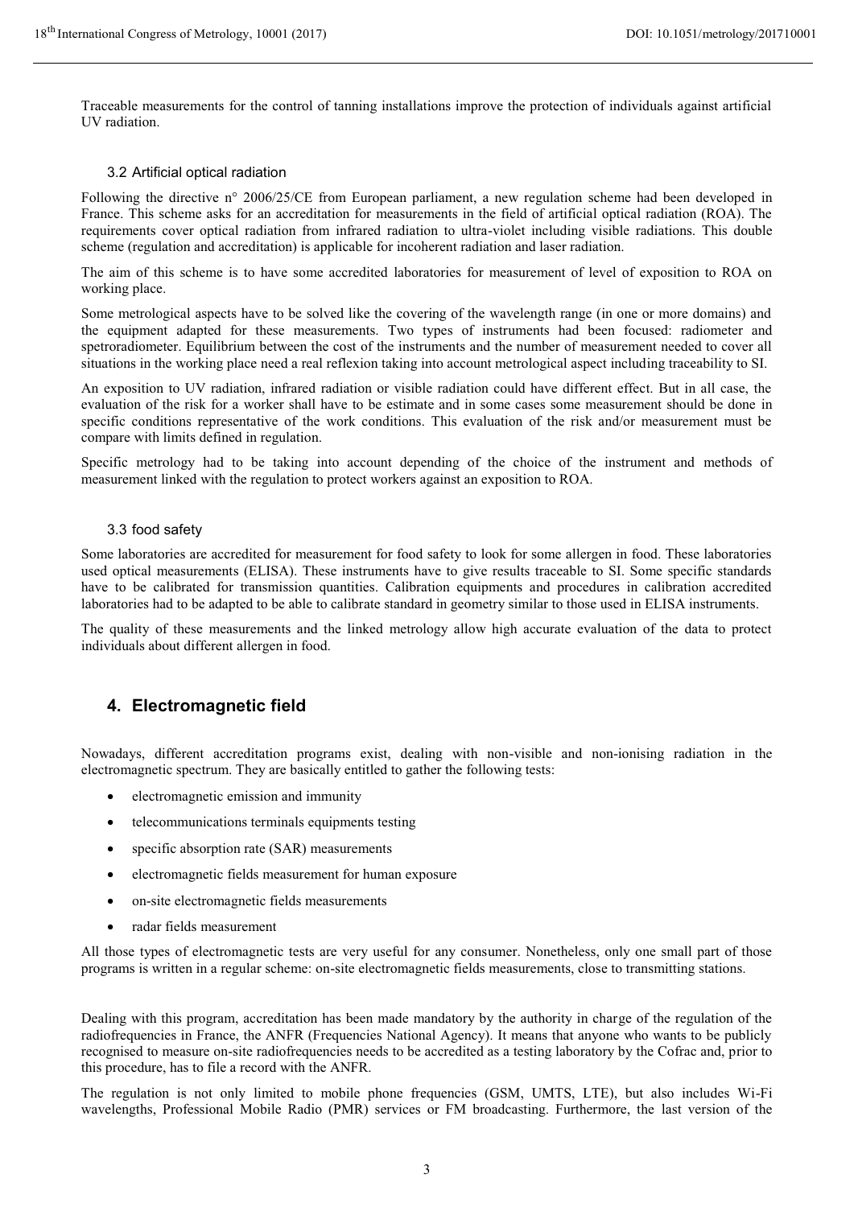Traceable measurements for the control of tanning installations improve the protection of individuals against artificial UV radiation.

### 3.2 Artificial optical radiation

Following the directive n° 2006/25/CE from European parliament, a new regulation scheme had been developed in France. This scheme asks for an accreditation for measurements in the field of artificial optical radiation (ROA). The requirements cover optical radiation from infrared radiation to ultra-violet including visible radiations. This double scheme (regulation and accreditation) is applicable for incoherent radiation and laser radiation.

The aim of this scheme is to have some accredited laboratories for measurement of level of exposition to ROA on working place.

Some metrological aspects have to be solved like the covering of the wavelength range (in one or more domains) and the equipment adapted for these measurements. Two types of instruments had been focused: radiometer and spetroradiometer. Equilibrium between the cost of the instruments and the number of measurement needed to cover all situations in the working place need a real reflexion taking into account metrological aspect including traceability to SI.

An exposition to UV radiation, infrared radiation or visible radiation could have different effect. But in all case, the evaluation of the risk for a worker shall have to be estimate and in some cases some measurement should be done in specific conditions representative of the work conditions. This evaluation of the risk and/or measurement must be compare with limits defined in regulation.

Specific metrology had to be taking into account depending of the choice of the instrument and methods of measurement linked with the regulation to protect workers against an exposition to ROA.

### 3.3 food safety

Some laboratories are accredited for measurement for food safety to look for some allergen in food. These laboratories used optical measurements (ELISA). These instruments have to give results traceable to SI. Some specific standards have to be calibrated for transmission quantities. Calibration equipments and procedures in calibration accredited laboratories had to be adapted to be able to calibrate standard in geometry similar to those used in ELISA instruments.

The quality of these measurements and the linked metrology allow high accurate evaluation of the data to protect individuals about different allergen in food.

## 4. Electromagnetic field

Nowadays, different accreditation programs exist, dealing with non-visible and non-ionising radiation in the electromagnetic spectrum. They are basically entitled to gather the following tests:

- electromagnetic emission and immunity
- telecommunications terminals equipments testing
- specific absorption rate (SAR) measurements
- electromagnetic fields measurement for human exposure
- on-site electromagnetic fields measurements
- radar fields measurement

All those types of electromagnetic tests are very useful for any consumer. Nonetheless, only one small part of those programs is written in a regular scheme: on-site electromagnetic fields measurements, close to transmitting stations.

Dealing with this program, accreditation has been made mandatory by the authority in charge of the regulation of the radiofrequencies in France, the ANFR (Frequencies National Agency). It means that anyone who wants to be publicly recognised to measure on-site radiofrequencies needs to be accredited as a testing laboratory by the Cofrac and, prior to this procedure, has to file a record with the ANFR.

The regulation is not only limited to mobile phone frequencies (GSM, UMTS, LTE), but also includes Wi-Fi wavelengths, Professional Mobile Radio (PMR) services or FM broadcasting. Furthermore, the last version of the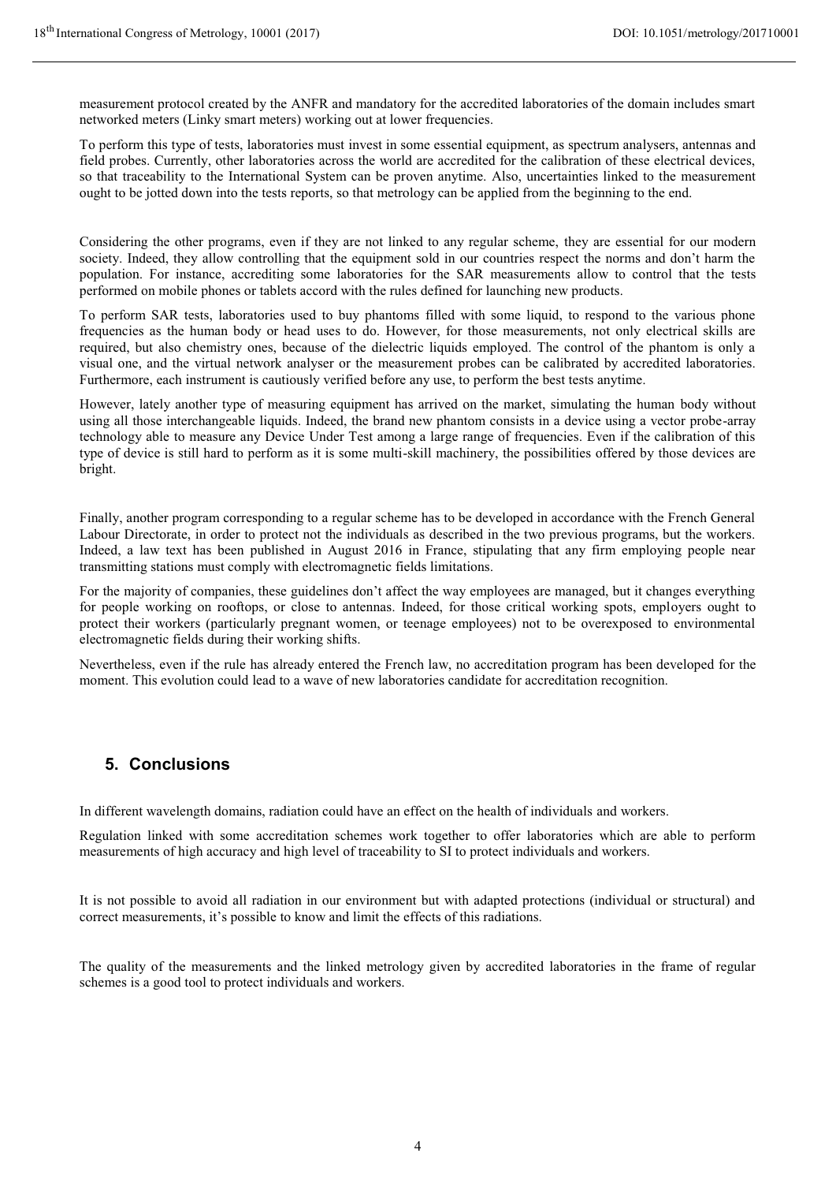measurement protocol created by the ANFR and mandatory for the accredited laboratories of the domain includes smart networked meters (Linky smart meters) working out at lower frequencies.

To perform this type of tests, laboratories must invest in some essential equipment, as spectrum analysers, antennas and field probes. Currently, other laboratories across the world are accredited for the calibration of these electrical devices, so that traceability to the International System can be proven anytime. Also, uncertainties linked to the measurement ought to be jotted down into the tests reports, so that metrology can be applied from the beginning to the end.

Considering the other programs, even if they are not linked to any regular scheme, they are essential for our modern society. Indeed, they allow controlling that the equipment sold in our countries respect the norms and don't harm the population. For instance, accrediting some laboratories for the SAR measurements allow to control that the tests performed on mobile phones or tablets accord with the rules defined for launching new products.

To perform SAR tests, laboratories used to buy phantoms filled with some liquid, to respond to the various phone frequencies as the human body or head uses to do. However, for those measurements, not only electrical skills are required, but also chemistry ones, because of the dielectric liquids employed. The control of the phantom is only a visual one, and the virtual network analyser or the measurement probes can be calibrated by accredited laboratories. Furthermore, each instrument is cautiously verified before any use, to perform the best tests anytime.

However, lately another type of measuring equipment has arrived on the market, simulating the human body without using all those interchangeable liquids. Indeed, the brand new phantom consists in a device using a vector probe-array technology able to measure any Device Under Test among a large range of frequencies. Even if the calibration of this type of device is still hard to perform as it is some multi-skill machinery, the possibilities offered by those devices are bright.

Finally, another program corresponding to a regular scheme has to be developed in accordance with the French General Labour Directorate, in order to protect not the individuals as described in the two previous programs, but the workers. Indeed, a law text has been published in August 2016 in France, stipulating that any firm employing people near transmitting stations must comply with electromagnetic fields limitations.

For the majority of companies, these guidelines don't affect the way employees are managed, but it changes everything for people working on rooftops, or close to antennas. Indeed, for those critical working spots, employers ought to protect their workers (particularly pregnant women, or teenage employees) not to be overexposed to environmental electromagnetic fields during their working shifts.

Nevertheless, even if the rule has already entered the French law, no accreditation program has been developed for the moment. This evolution could lead to a wave of new laboratories candidate for accreditation recognition.

## 5. Conclusions

In different wavelength domains, radiation could have an effect on the health of individuals and workers.

Regulation linked with some accreditation schemes work together to offer laboratories which are able to perform measurements of high accuracy and high level of traceability to SI to protect individuals and workers.

It is not possible to avoid all radiation in our environment but with adapted protections (individual or structural) and correct measurements, it's possible to know and limit the effects of this radiations.

The quality of the measurements and the linked metrology given by accredited laboratories in the frame of regular schemes is a good tool to protect individuals and workers.